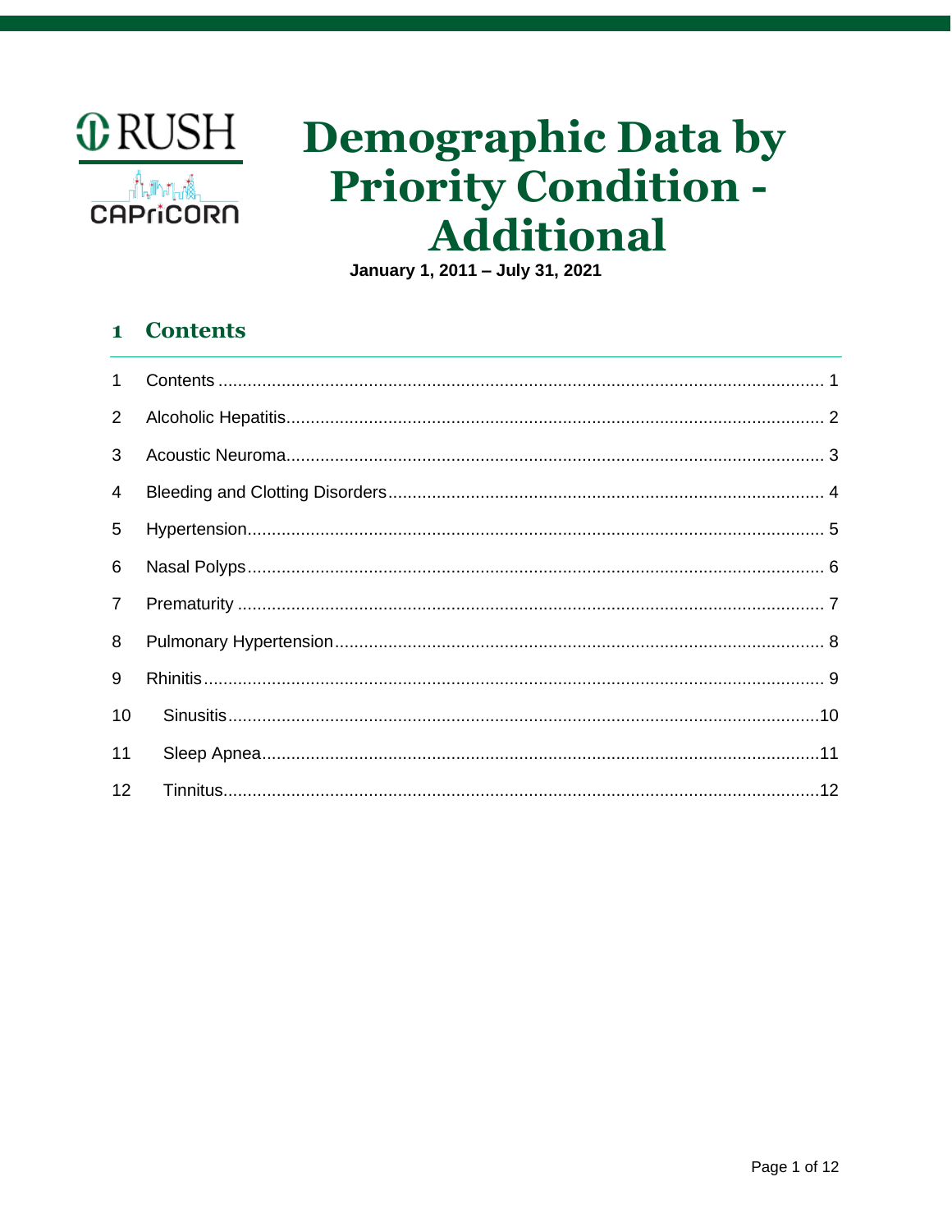RUSH

CAPriCORN

# Demographic Data by Priority Condition - Additional

**January 1, 2011 – July 31, 2021**

## 1 Contents

1 Contents ........................................................ 1

2 Alcoholic Hepatitis ........................................................ 2

3 Acoustic Neuroma ........................................................ 3

4 Bleeding and Clotting Disorders ........................................................ 4

5 Hypertension ........................................................ 5

6 Nasal Polyps ........................................................ 6

7 Prematurity ........................................................ 7

8 Pulmonary Hypertension ........................................................ 8

9 Rhinitis ........................................................ 9

10 Sinusitis ........................................................ 10

11 Sleep Apnea ........................................................ 11

12 Tinnitus ........................................................ 12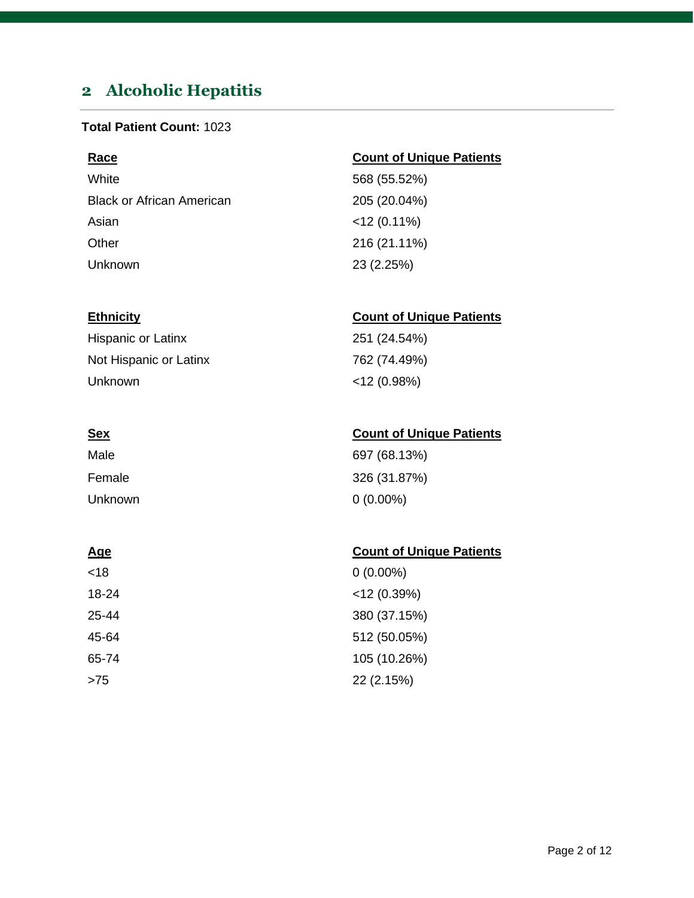## 2 Alcoholic Hepatitis

**Total Patient Count:** 1023

| Race | Count of Unique Patients |
| --- | --- |
| White | 568 (55.52%) |
| Black or African American | 205 (20.04%) |
| Asian | <12 (0.11%) |
| Other | 216 (21.11%) |
| Unknown | 23 (2.25%) |

| Ethnicity | Count of Unique Patients |
| --- | --- |
| Hispanic or Latinx | 251 (24.54%) |
| Not Hispanic or Latinx | 762 (74.49%) |
| Unknown | <12 (0.98%) |

| Sex | Count of Unique Patients |
| --- | --- |
| Male | 697 (68.13%) |
| Female | 326 (31.87%) |
| Unknown | 0 (0.00%) |

| Age | Count of Unique Patients |
| --- | --- |
| <18 | 0 (0.00%) |
| 18-24 | <12 (0.39%) |
| 25-44 | 380 (37.15%) |
| 45-64 | 512 (50.05%) |
| 65-74 | 105 (10.26%) |
| >75 | 22 (2.15%) |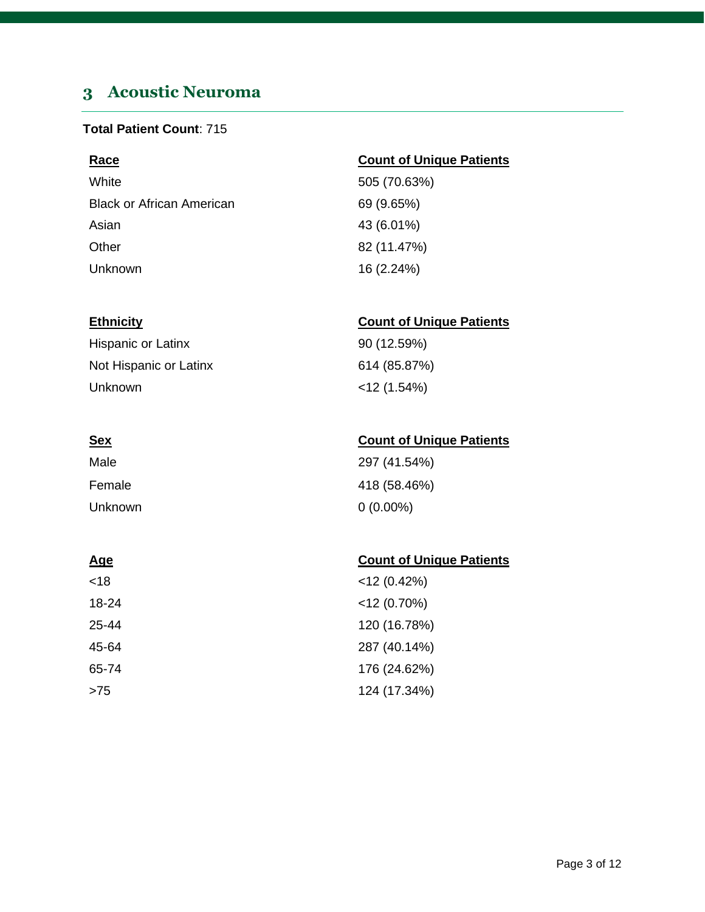## 3 Acoustic Neuroma

**Total Patient Count**: 715

| Race | Count of Unique Patients |
| --- | --- |
| White | 505 (70.63%) |
| Black or African American | 69 (9.65%) |
| Asian | 43 (6.01%) |
| Other | 82 (11.47%) |
| Unknown | 16 (2.24%) |

| Ethnicity | Count of Unique Patients |
| --- | --- |
| Hispanic or Latinx | 90 (12.59%) |
| Not Hispanic or Latinx | 614 (85.87%) |
| Unknown | <12 (1.54%) |

| Sex | Count of Unique Patients |
| --- | --- |
| Male | 297 (41.54%) |
| Female | 418 (58.46%) |
| Unknown | 0 (0.00%) |

| Age | Count of Unique Patients |
| --- | --- |
| <18 | <12 (0.42%) |
| 18-24 | <12 (0.70%) |
| 25-44 | 120 (16.78%) |
| 45-64 | 287 (40.14%) |
| 65-74 | 176 (24.62%) |
| >75 | 124 (17.34%) |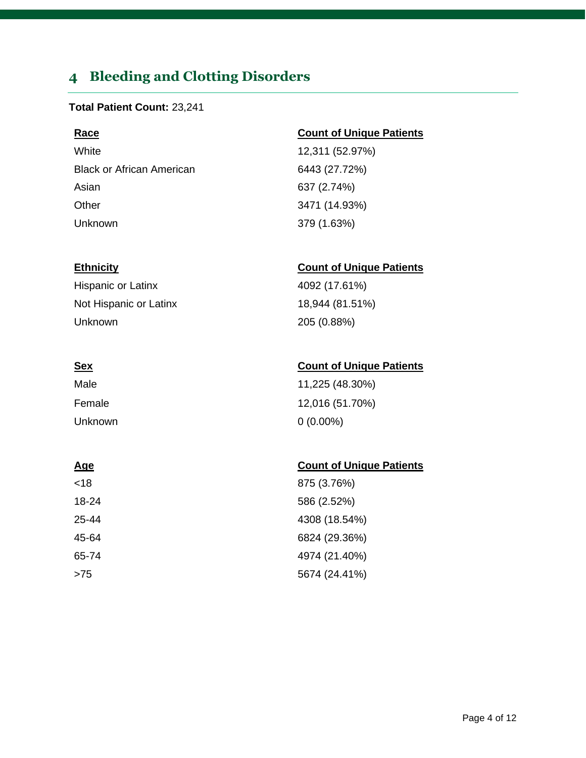# 4 Bleeding and Clotting Disorders

**Total Patient Count:** 23,241

| Race | Count of Unique Patients |
| --- | --- |
| White | 12,311 (52.97%) |
| Black or African American | 6443 (27.72%) |
| Asian | 637 (2.74%) |
| Other | 3471 (14.93%) |
| Unknown | 379 (1.63%) |

| Ethnicity | Count of Unique Patients |
| --- | --- |
| Hispanic or Latinx | 4092 (17.61%) |
| Not Hispanic or Latinx | 18,944 (81.51%) |
| Unknown | 205 (0.88%) |

| Sex | Count of Unique Patients |
| --- | --- |
| Male | 11,225 (48.30%) |
| Female | 12,016 (51.70%) |
| Unknown | 0 (0.00%) |

| Age | Count of Unique Patients |
| --- | --- |
| <18 | 875 (3.76%) |
| 18-24 | 586 (2.52%) |
| 25-44 | 4308 (18.54%) |
| 45-64 | 6824 (29.36%) |
| 65-74 | 4974 (21.40%) |
| >75 | 5674 (24.41%) |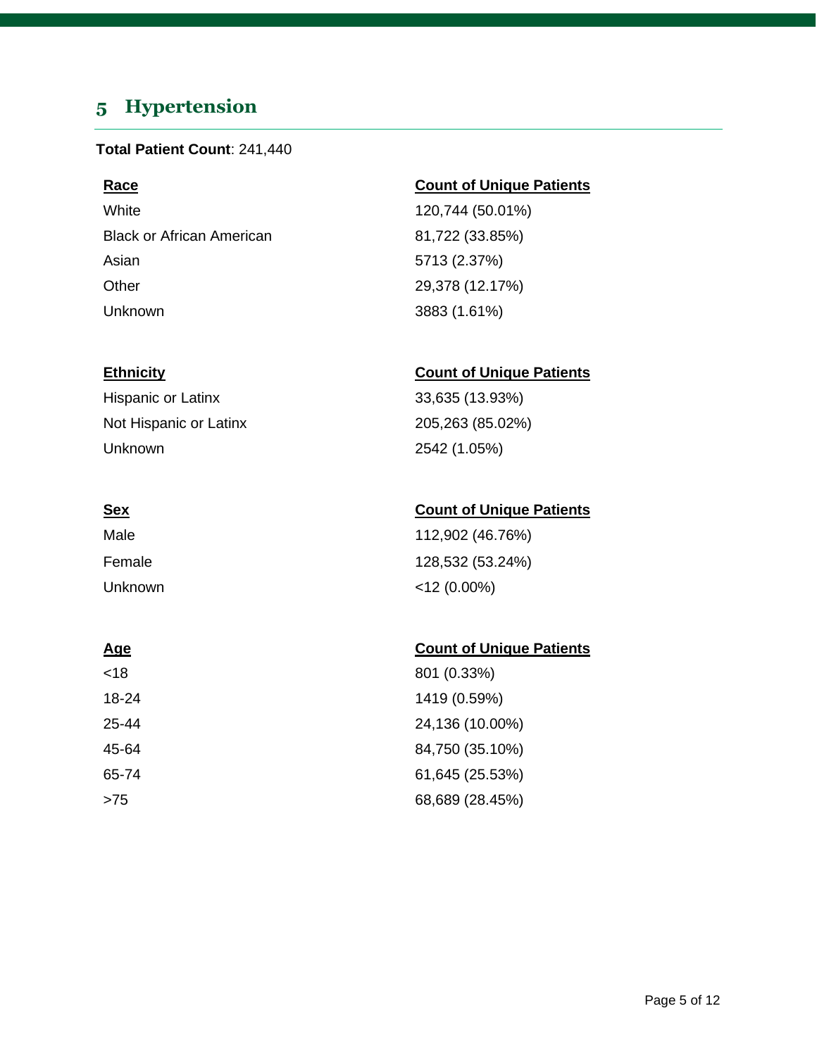## 5 Hypertension

**Total Patient Count**: 241,440

| Race | Count of Unique Patients |
| --- | --- |
| White | 120,744 (50.01%) |
| Black or African American | 81,722 (33.85%) |
| Asian | 5713 (2.37%) |
| Other | 29,378 (12.17%) |
| Unknown | 3883 (1.61%) |

| Ethnicity | Count of Unique Patients |
| --- | --- |
| Hispanic or Latinx | 33,635 (13.93%) |
| Not Hispanic or Latinx | 205,263 (85.02%) |
| Unknown | 2542 (1.05%) |

| Sex | Count of Unique Patients |
| --- | --- |
| Male | 112,902 (46.76%) |
| Female | 128,532 (53.24%) |
| Unknown | <12 (0.00%) |

| Age | Count of Unique Patients |
| --- | --- |
| <18 | 801 (0.33%) |
| 18-24 | 1419 (0.59%) |
| 25-44 | 24,136 (10.00%) |
| 45-64 | 84,750 (35.10%) |
| 65-74 | 61,645 (25.53%) |
| >75 | 68,689 (28.45%) |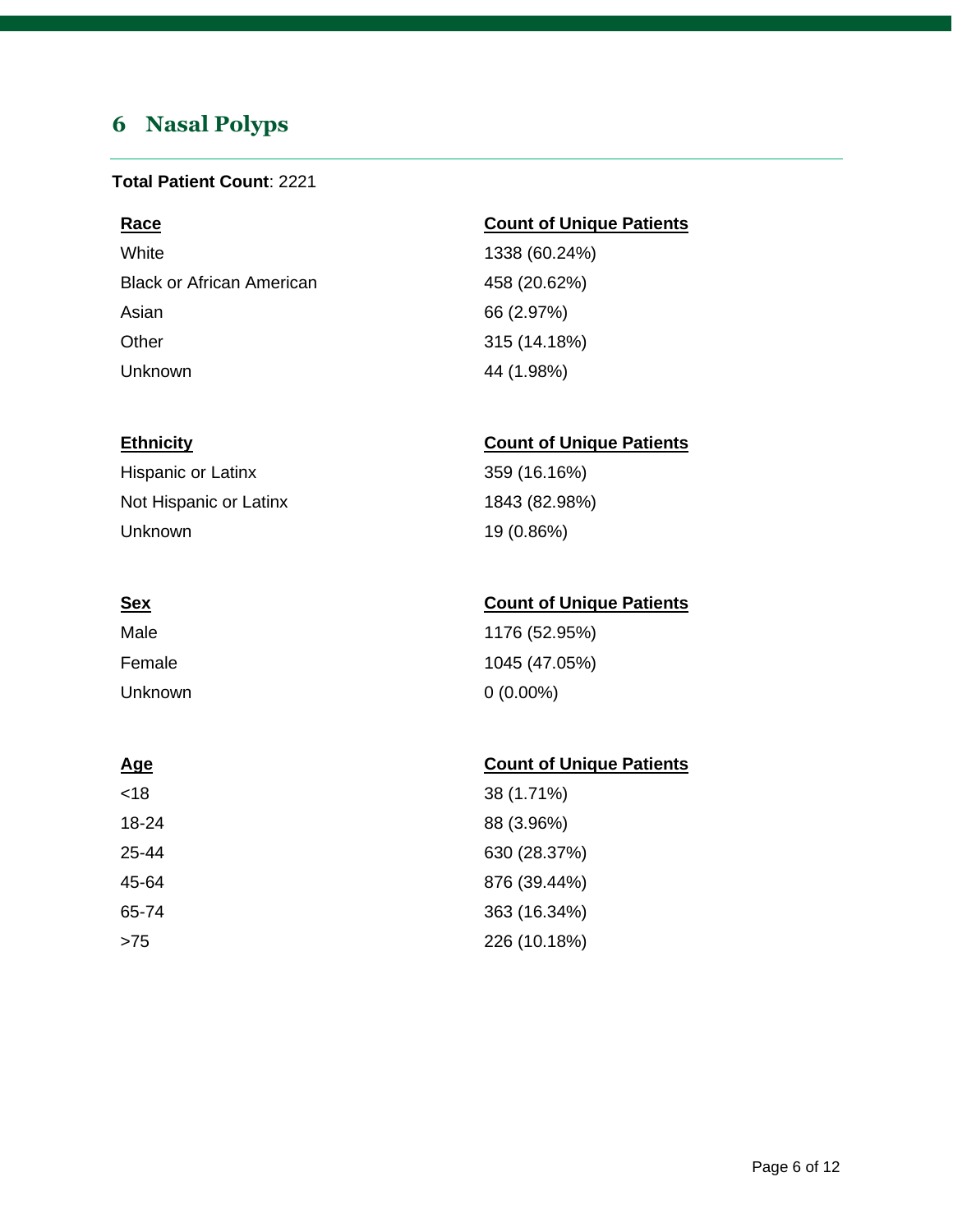## 6 Nasal Polyps

**Total Patient Count**: 2221

| Race | Count of Unique Patients |
|---|---|
| White | 1338 (60.24%) |
| Black or African American | 458 (20.62%) |
| Asian | 66 (2.97%) |
| Other | 315 (14.18%) |
| Unknown | 44 (1.98%) |

| Ethnicity | Count of Unique Patients |
|---|---|
| Hispanic or Latinx | 359 (16.16%) |
| Not Hispanic or Latinx | 1843 (82.98%) |
| Unknown | 19 (0.86%) |

| Sex | Count of Unique Patients |
|---|---|
| Male | 1176 (52.95%) |
| Female | 1045 (47.05%) |
| Unknown | 0 (0.00%) |

| Age | Count of Unique Patients |
|---|---|
| <18 | 38 (1.71%) |
| 18-24 | 88 (3.96%) |
| 25-44 | 630 (28.37%) |
| 45-64 | 876 (39.44%) |
| 65-74 | 363 (16.34%) |
| >75 | 226 (10.18%) |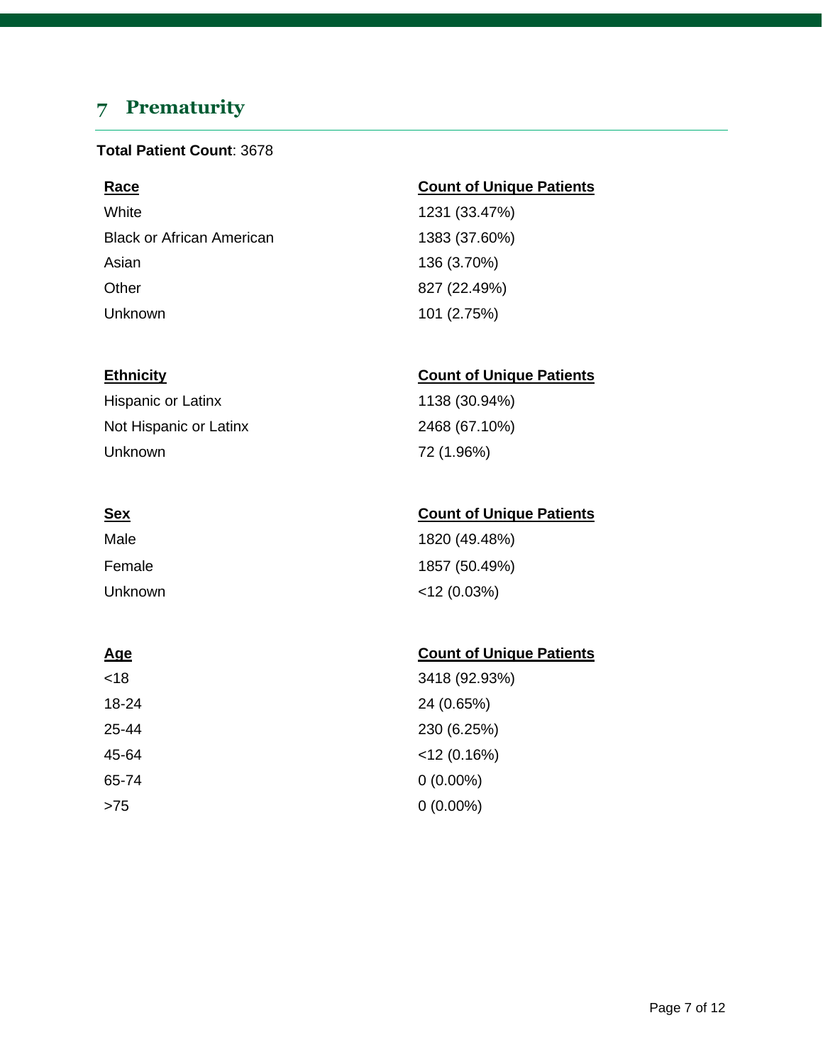## 7 Prematurity

**Total Patient Count**: 3678

| Race | Count of Unique Patients |
|---|---|
| White | 1231 (33.47%) |
| Black or African American | 1383 (37.60%) |
| Asian | 136 (3.70%) |
| Other | 827 (22.49%) |
| Unknown | 101 (2.75%) |

| Ethnicity | Count of Unique Patients |
|---|---|
| Hispanic or Latinx | 1138 (30.94%) |
| Not Hispanic or Latinx | 2468 (67.10%) |
| Unknown | 72 (1.96%) |

| Sex | Count of Unique Patients |
|---|---|
| Male | 1820 (49.48%) |
| Female | 1857 (50.49%) |
| Unknown | <12 (0.03%) |

| Age | Count of Unique Patients |
|---|---|
| <18 | 3418 (92.93%) |
| 18-24 | 24 (0.65%) |
| 25-44 | 230 (6.25%) |
| 45-64 | <12 (0.16%) |
| 65-74 | 0 (0.00%) |
| >75 | 0 (0.00%) |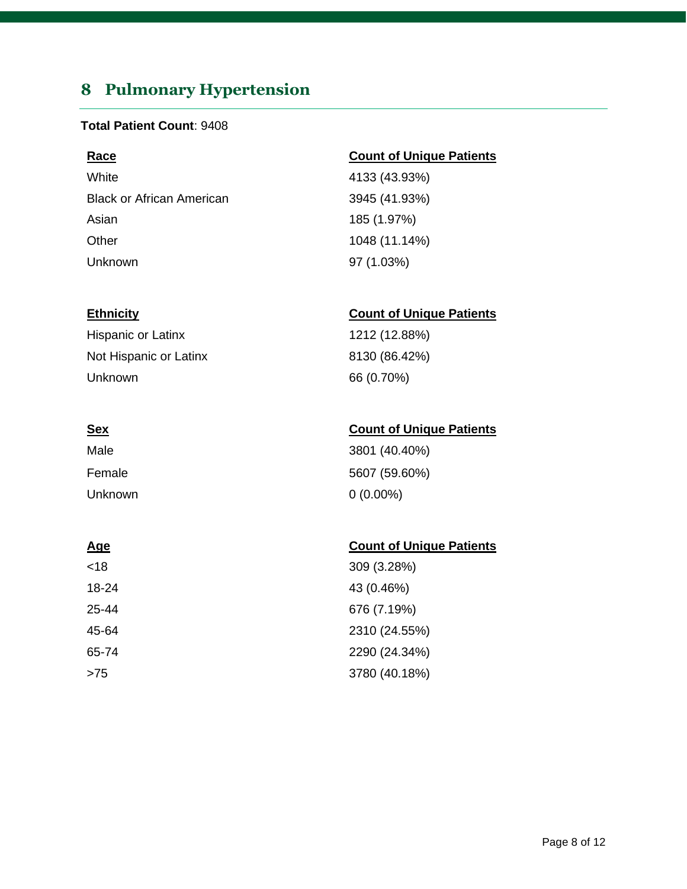# 8 Pulmonary Hypertension

**Total Patient Count**: 9408

| Race | Count of Unique Patients |
| --- | --- |
| White | 4133 (43.93%) |
| Black or African American | 3945 (41.93%) |
| Asian | 185 (1.97%) |
| Other | 1048 (11.14%) |
| Unknown | 97 (1.03%) |

| Ethnicity | Count of Unique Patients |
| --- | --- |
| Hispanic or Latinx | 1212 (12.88%) |
| Not Hispanic or Latinx | 8130 (86.42%) |
| Unknown | 66 (0.70%) |

| Sex | Count of Unique Patients |
| --- | --- |
| Male | 3801 (40.40%) |
| Female | 5607 (59.60%) |
| Unknown | 0 (0.00%) |

| Age | Count of Unique Patients |
| --- | --- |
| <18 | 309 (3.28%) |
| 18-24 | 43 (0.46%) |
| 25-44 | 676 (7.19%) |
| 45-64 | 2310 (24.55%) |
| 65-74 | 2290 (24.34%) |
| >75 | 3780 (40.18%) |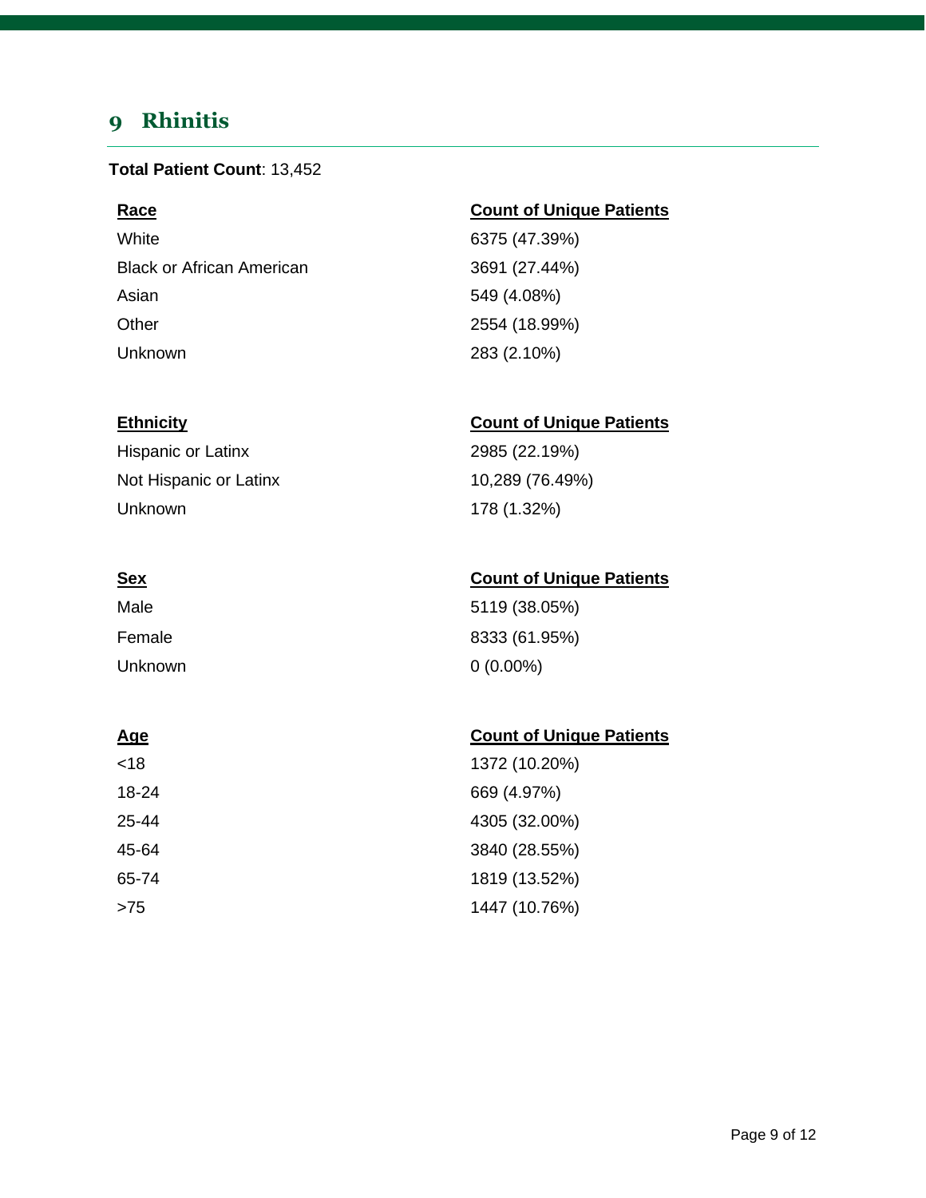## 9 Rhinitis

**Total Patient Count**: 13,452

| Race | Count of Unique Patients |
| --- | --- |
| White | 6375 (47.39%) |
| Black or African American | 3691 (27.44%) |
| Asian | 549 (4.08%) |
| Other | 2554 (18.99%) |
| Unknown | 283 (2.10%) |

| Ethnicity | Count of Unique Patients |
| --- | --- |
| Hispanic or Latinx | 2985 (22.19%) |
| Not Hispanic or Latinx | 10,289 (76.49%) |
| Unknown | 178 (1.32%) |

| Sex | Count of Unique Patients |
| --- | --- |
| Male | 5119 (38.05%) |
| Female | 8333 (61.95%) |
| Unknown | 0 (0.00%) |

| Age | Count of Unique Patients |
| --- | --- |
| <18 | 1372 (10.20%) |
| 18-24 | 669 (4.97%) |
| 25-44 | 4305 (32.00%) |
| 45-64 | 3840 (28.55%) |
| 65-74 | 1819 (13.52%) |
| >75 | 1447 (10.76%) |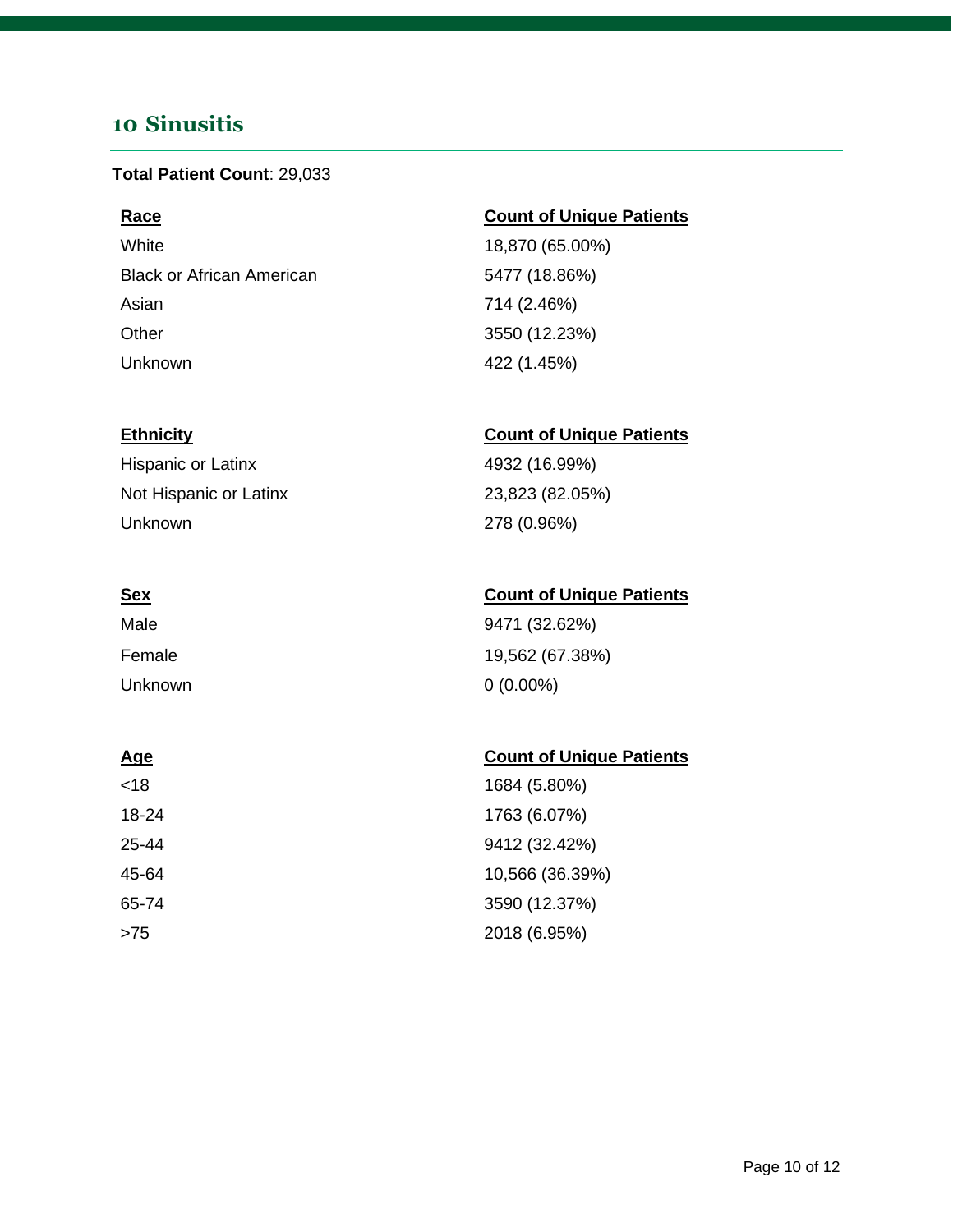## 10 Sinusitis

**Total Patient Count**: 29,033

| Race | Count of Unique Patients |
| --- | --- |
| White | 18,870 (65.00%) |
| Black or African American | 5477 (18.86%) |
| Asian | 714 (2.46%) |
| Other | 3550 (12.23%) |
| Unknown | 422 (1.45%) |

| Ethnicity | Count of Unique Patients |
| --- | --- |
| Hispanic or Latinx | 4932 (16.99%) |
| Not Hispanic or Latinx | 23,823 (82.05%) |
| Unknown | 278 (0.96%) |

| Sex | Count of Unique Patients |
| --- | --- |
| Male | 9471 (32.62%) |
| Female | 19,562 (67.38%) |
| Unknown | 0 (0.00%) |

| Age | Count of Unique Patients |
| --- | --- |
| <18 | 1684 (5.80%) |
| 18-24 | 1763 (6.07%) |
| 25-44 | 9412 (32.42%) |
| 45-64 | 10,566 (36.39%) |
| 65-74 | 3590 (12.37%) |
| >75 | 2018 (6.95%) |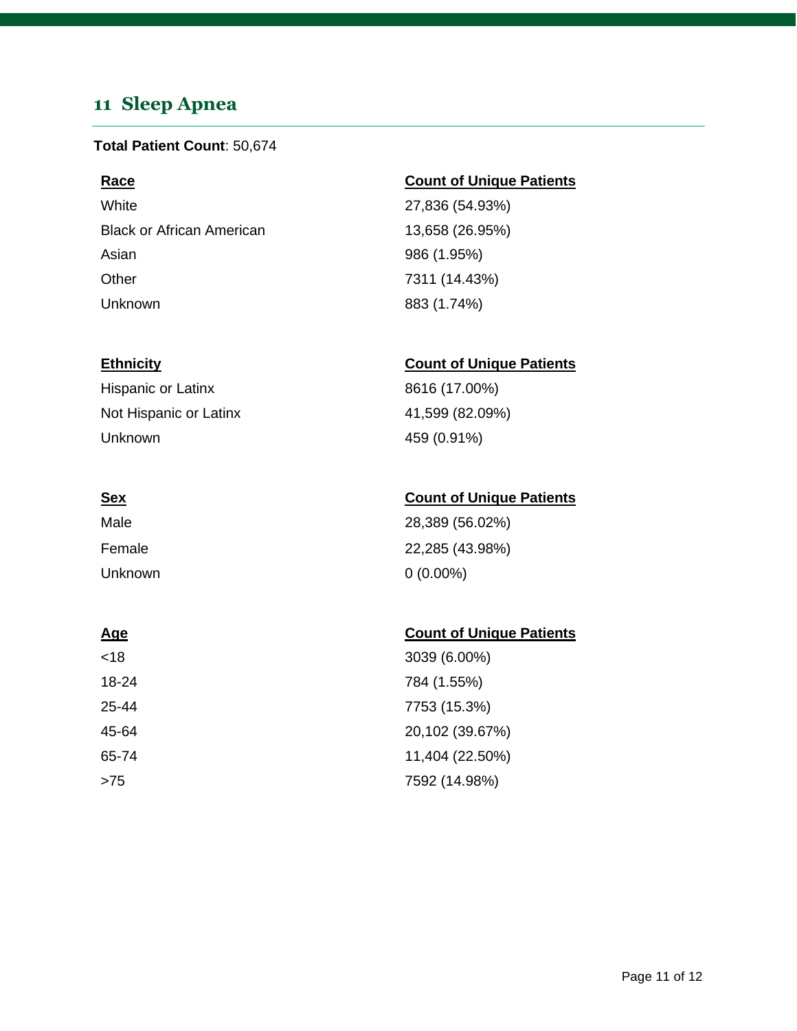## 11 Sleep Apnea

**Total Patient Count**: 50,674

| Race | Count of Unique Patients |
| --- | --- |
| White | 27,836 (54.93%) |
| Black or African American | 13,658 (26.95%) |
| Asian | 986 (1.95%) |
| Other | 7311 (14.43%) |
| Unknown | 883 (1.74%) |

| Ethnicity | Count of Unique Patients |
| --- | --- |
| Hispanic or Latinx | 8616 (17.00%) |
| Not Hispanic or Latinx | 41,599 (82.09%) |
| Unknown | 459 (0.91%) |

| Sex | Count of Unique Patients |
| --- | --- |
| Male | 28,389 (56.02%) |
| Female | 22,285 (43.98%) |
| Unknown | 0 (0.00%) |

| Age | Count of Unique Patients |
| --- | --- |
| <18 | 3039 (6.00%) |
| 18-24 | 784 (1.55%) |
| 25-44 | 7753 (15.3%) |
| 45-64 | 20,102 (39.67%) |
| 65-74 | 11,404 (22.50%) |
| >75 | 7592 (14.98%) |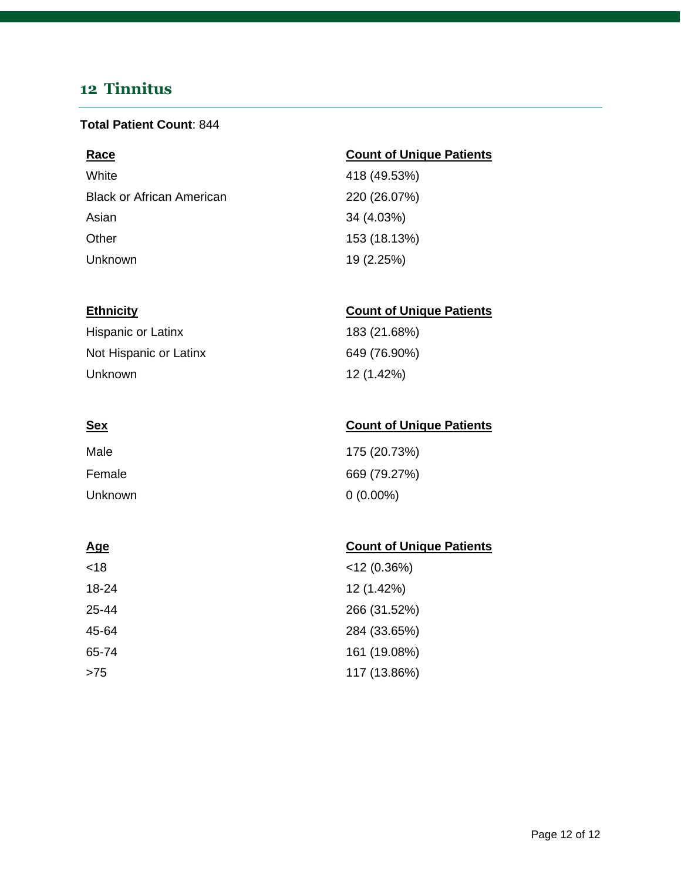## 12 Tinnitus

**Total Patient Count**: 844

| Race | Count of Unique Patients |
|---|---|
| White | 418 (49.53%) |
| Black or African American | 220 (26.07%) |
| Asian | 34 (4.03%) |
| Other | 153 (18.13%) |
| Unknown | 19 (2.25%) |

| Ethnicity | Count of Unique Patients |
|---|---|
| Hispanic or Latinx | 183 (21.68%) |
| Not Hispanic or Latinx | 649 (76.90%) |
| Unknown | 12 (1.42%) |

| Sex | Count of Unique Patients |
|---|---|
| Male | 175 (20.73%) |
| Female | 669 (79.27%) |
| Unknown | 0 (0.00%) |

| Age | Count of Unique Patients |
|---|---|
| <18 | <12 (0.36%) |
| 18-24 | 12 (1.42%) |
| 25-44 | 266 (31.52%) |
| 45-64 | 284 (33.65%) |
| 65-74 | 161 (19.08%) |
| >75 | 117 (13.86%) |